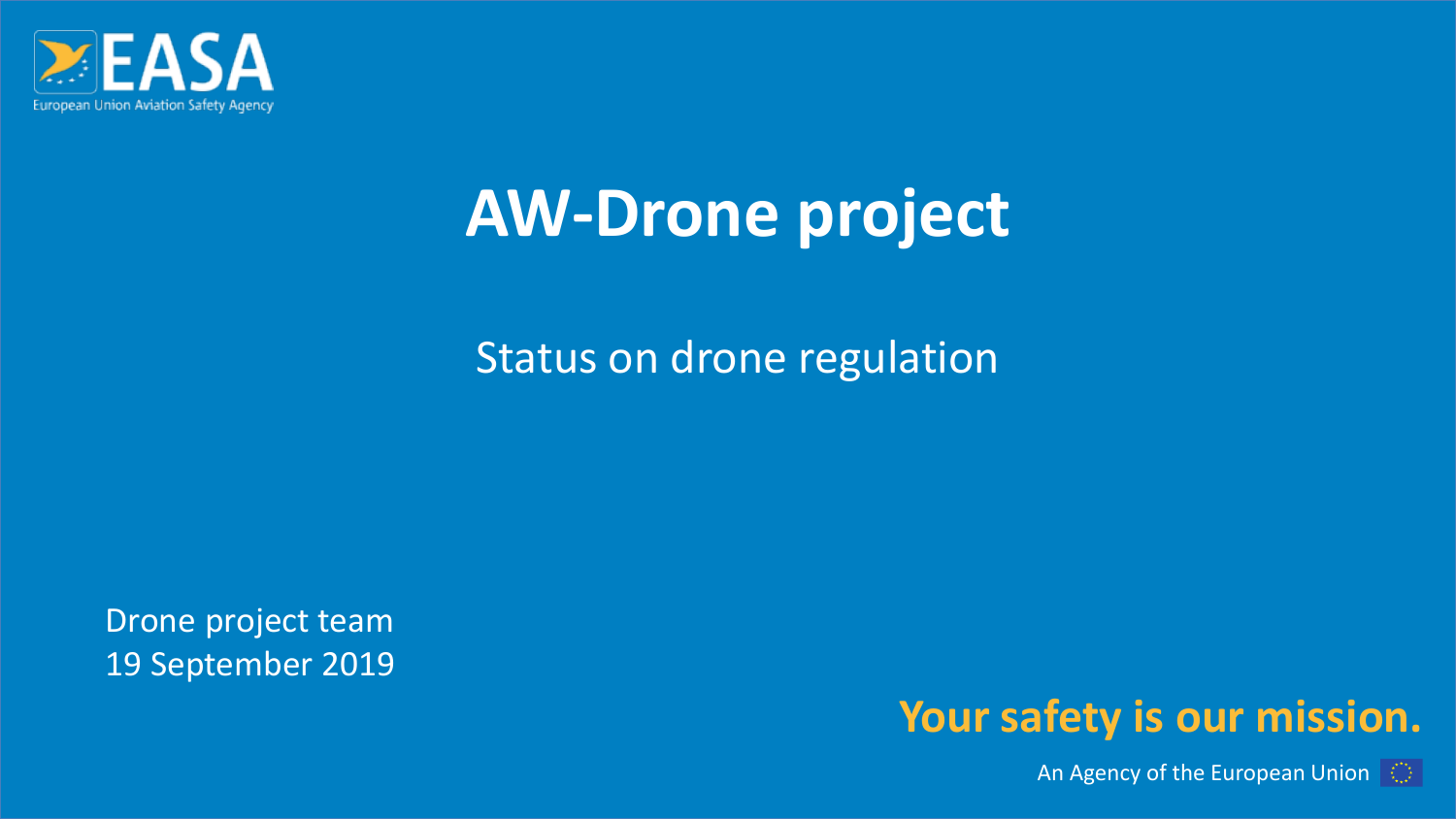EASA

European Union Aviation Safety Agency

# AW-Drone project

Status on drone regulation

Drone project team
19 September 2019

**Your safety is our mission.**

An Agency of the European Union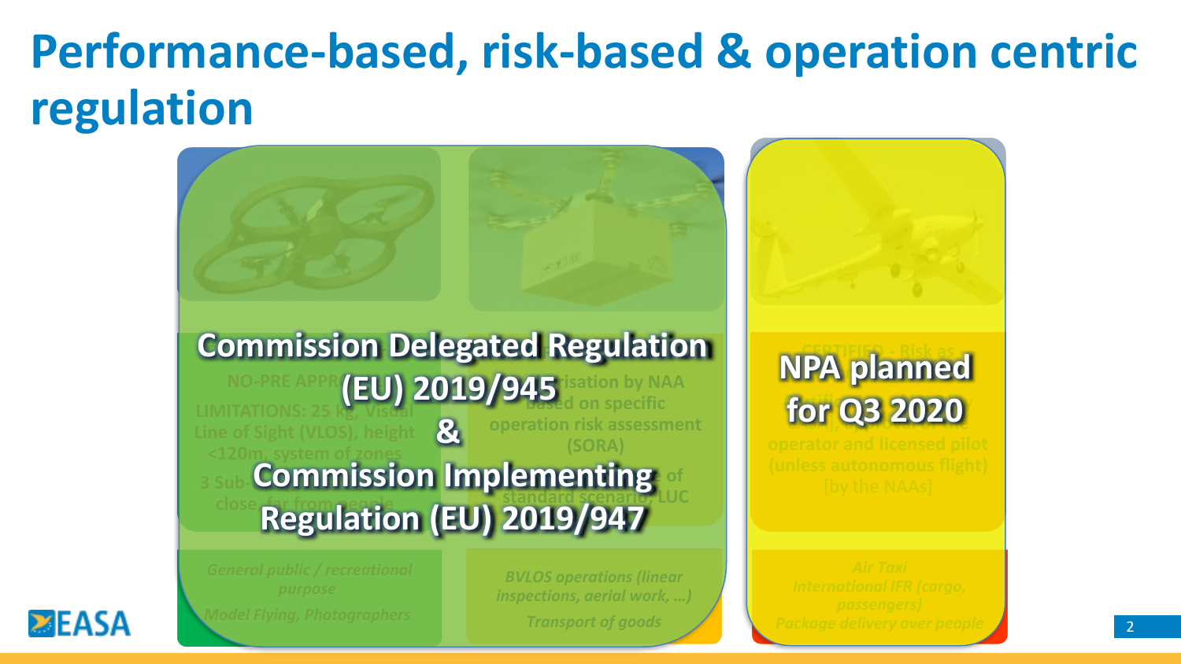# Performance-based, risk-based & operation centric regulation

**Commission Delegated Regulation (EU) 2019/945**

**&**

**Commission Implementing Regulation (EU) 2019/947**

NO-PRE APPROVAL

LIMITATIONS: 25 kg, Visual Line of Sight (VLOS), height <120m, system of zones

3 Sub-categories: close, far from people

Authorisation by NAA based on specific operation risk assessment (SORA)

Declaration in case of standard scenario, LUC

*General public / recreational purpose*

*Model Flying, Photographers*

*BVLOS operations (linear inspections, aerial work, …)*

*Transport of goods*

**NPA planned for Q3 2020**

CERTIFIED - Risk as manned aviation

Certification of UAS, operator and licensed pilot (unless autonomous flight)

[by the NAAs]

*Air Taxi*

*International IFR (cargo, passengers)*

*Package delivery over people*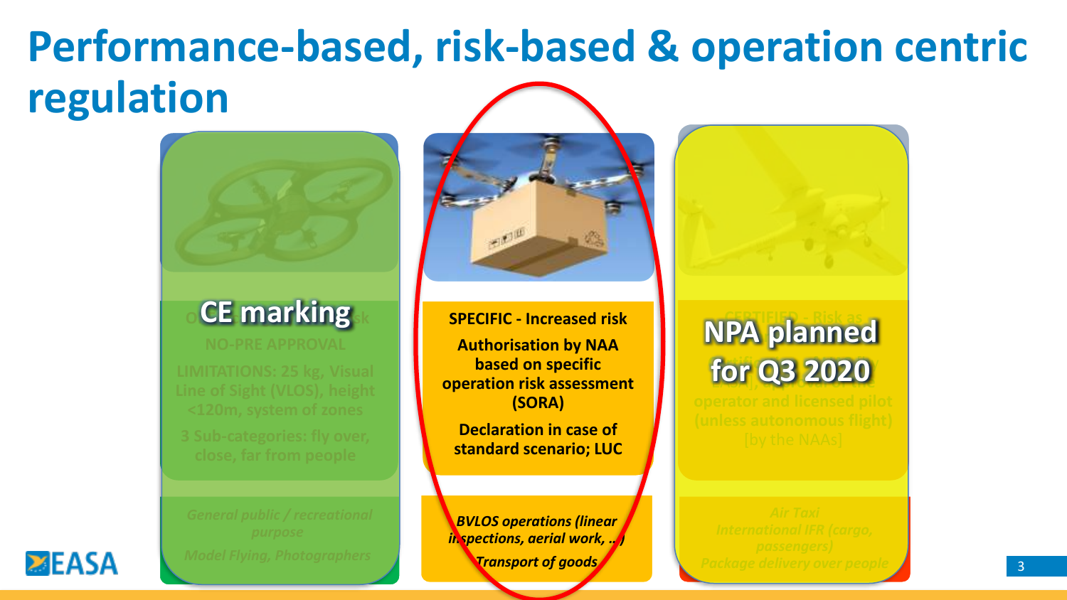# Performance-based, risk-based & operation centric regulation

**CE marking**

OPEN - Low risk

NO-PRE APPROVAL

LIMITATIONS: 25 kg, Visual Line of Sight (VLOS), height <120m, system of zones

3 Sub-categories: fly over, close, far from people

*General public / recreational purpose*

*Model Flying, Photographers*

**SPECIFIC - Increased risk**

**Authorisation by NAA based on specific operation risk assessment (SORA)**

**Declaration in case of standard scenario; LUC**

***BVLOS operations (linear inspections, aerial work, ..)***

***Transport of goods***

**NPA planned for Q3 2020**

CERTIFIED - Risk as manned aviation

Certified UAS, certified operator and licensed pilot (unless autonomous flight)

[by the NAAs]

*Air Taxi*

*International IFR (cargo, passengers)*

*Package delivery over people*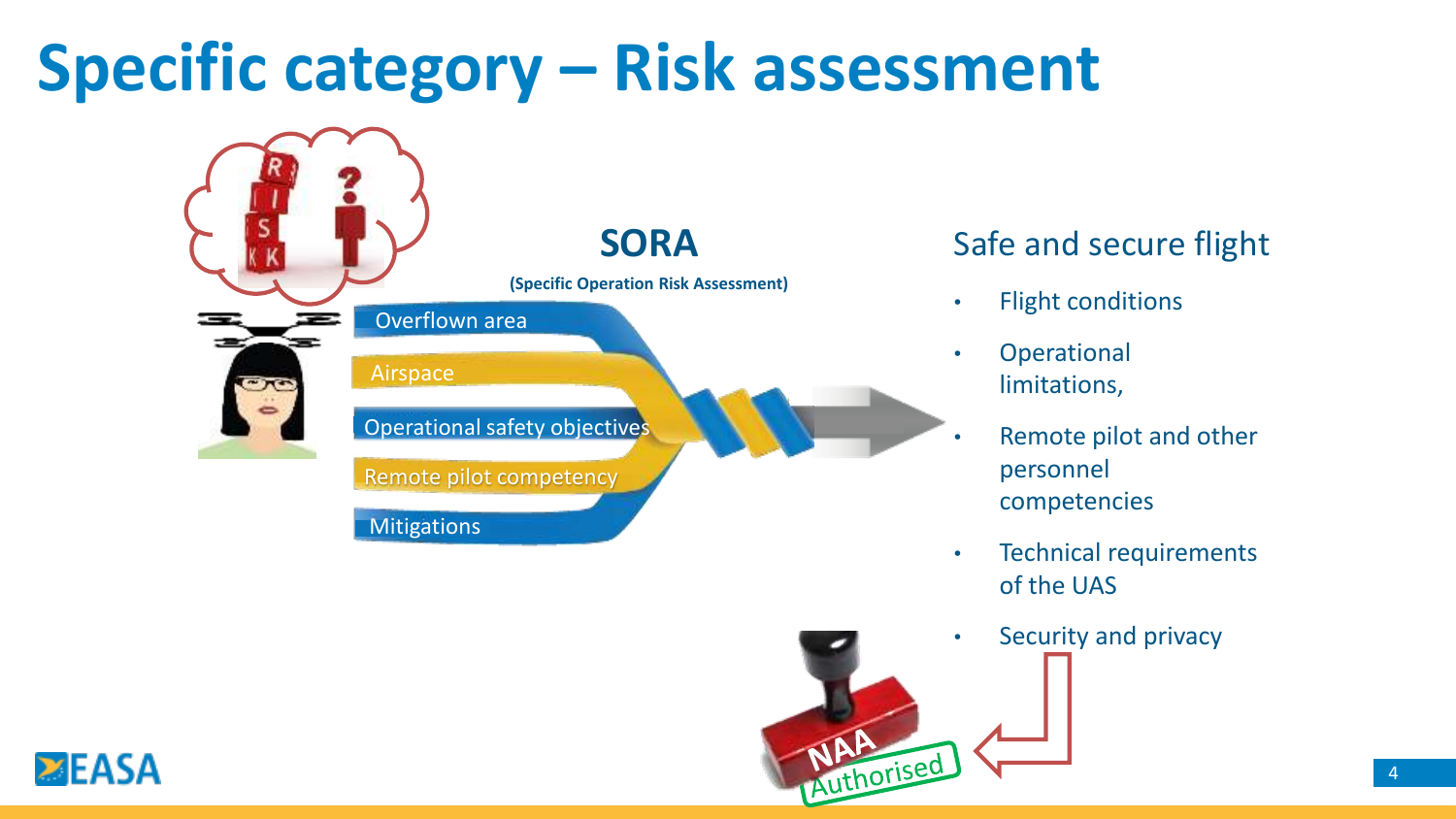# Specific category – Risk assessment

## SORA

**(Specific Operation Risk Assessment)**

- Overflown area
- Airspace
- Operational safety objectives
- Remote pilot competency
- Mitigations

## Safe and secure flight

- Flight conditions
- Operational limitations,
- Remote pilot and other personnel competencies
- Technical requirements of the UAS
- Security and privacy

NAA Authorised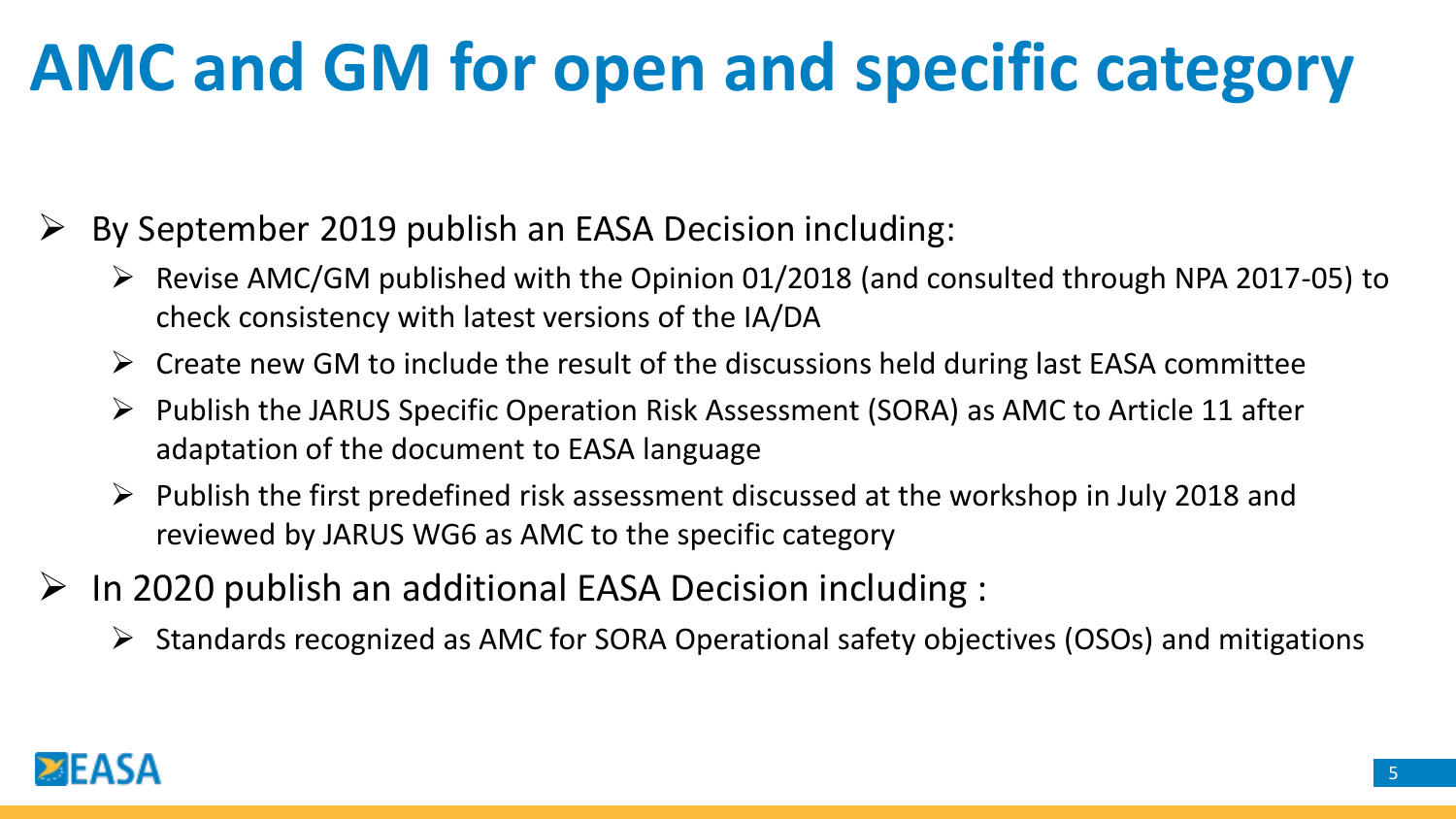# AMC and GM for open and specific category

- By September 2019 publish an EASA Decision including:
  - Revise AMC/GM published with the Opinion 01/2018 (and consulted through NPA 2017-05) to check consistency with latest versions of the IA/DA
  - Create new GM to include the result of the discussions held during last EASA committee
  - Publish the JARUS Specific Operation Risk Assessment (SORA) as AMC to Article 11 after adaptation of the document to EASA language
  - Publish the first predefined risk assessment discussed at the workshop in July 2018 and reviewed by JARUS WG6 as AMC to the specific category
- In 2020 publish an additional EASA Decision including :
  - Standards recognized as AMC for SORA Operational safety objectives (OSOs) and mitigations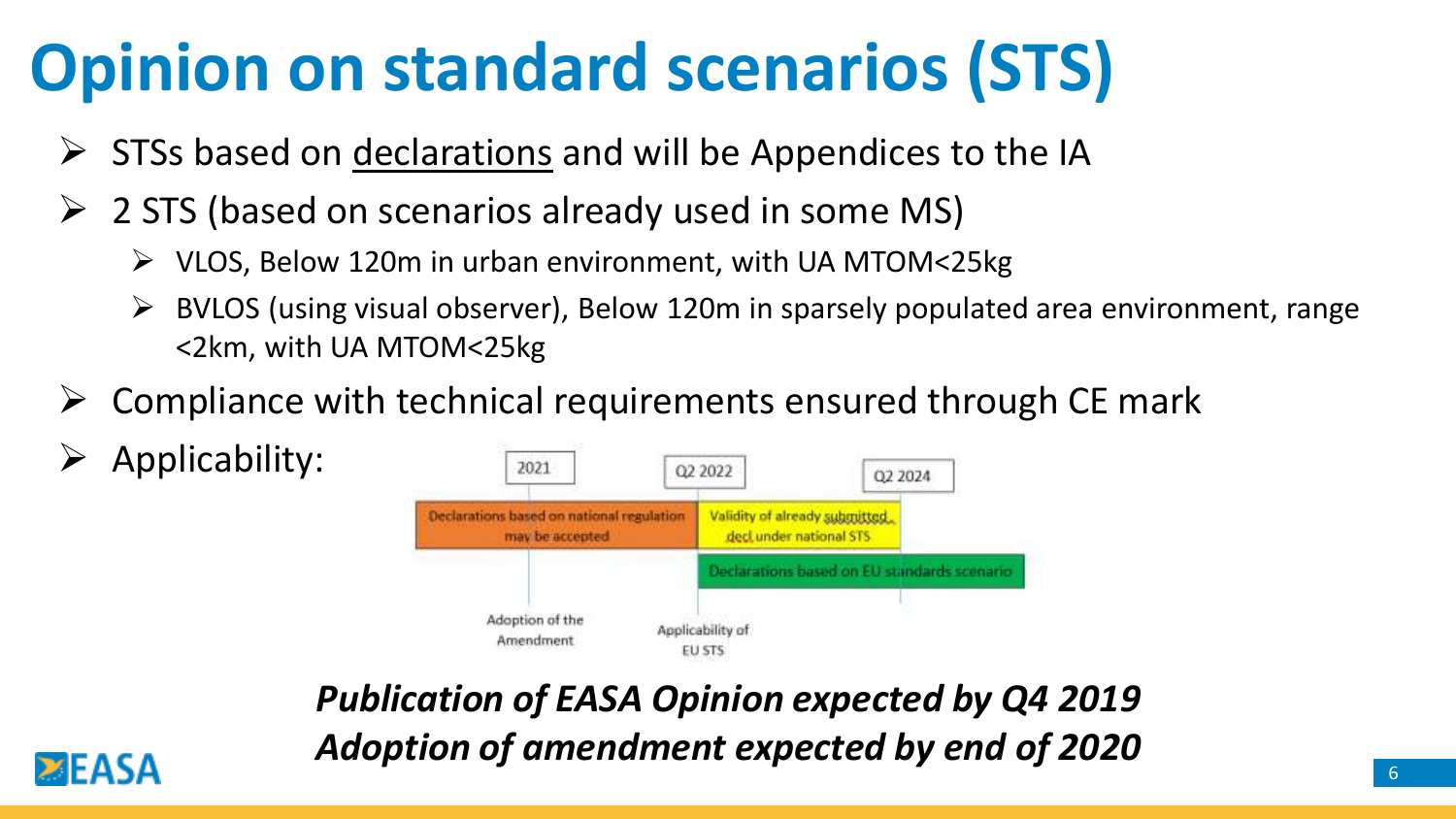# Opinion on standard scenarios (STS)

- STSs based on declarations and will be Appendices to the IA
- 2 STS (based on scenarios already used in some MS)
  - VLOS, Below 120m in urban environment, with UA MTOM<25kg
  - BVLOS (using visual observer), Below 120m in sparsely populated area environment, range <2km, with UA MTOM<25kg
- Compliance with technical requirements ensured through CE mark
- Applicability:

| 2021 | Q2 2022 | Q2 2024 |
| --- | --- | --- |
| Declarations based on national regulation may be accepted | Validity of already submitted decl under national STS | |
| | Declarations based on EU standards scenario | |
| Adoption of the Amendment | Applicability of EU STS | |

***Publication of EASA Opinion expected by Q4 2019***
***Adoption of amendment expected by end of 2020***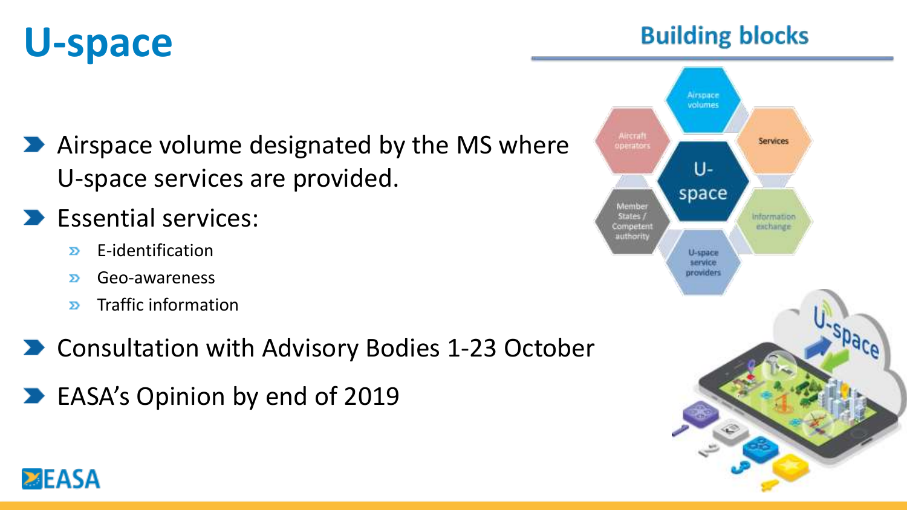# U-space

## Building blocks

- Airspace volume designated by the MS where U-space services are provided.
- Essential services:
  - E-identification
  - Geo-awareness
  - Traffic information
- Consultation with Advisory Bodies 1-23 October
- EASA's Opinion by end of 2019

U-space

Airspace volumes

Services

Information exchange

U-space service providers

Member States / Competent authority

Aircraft operators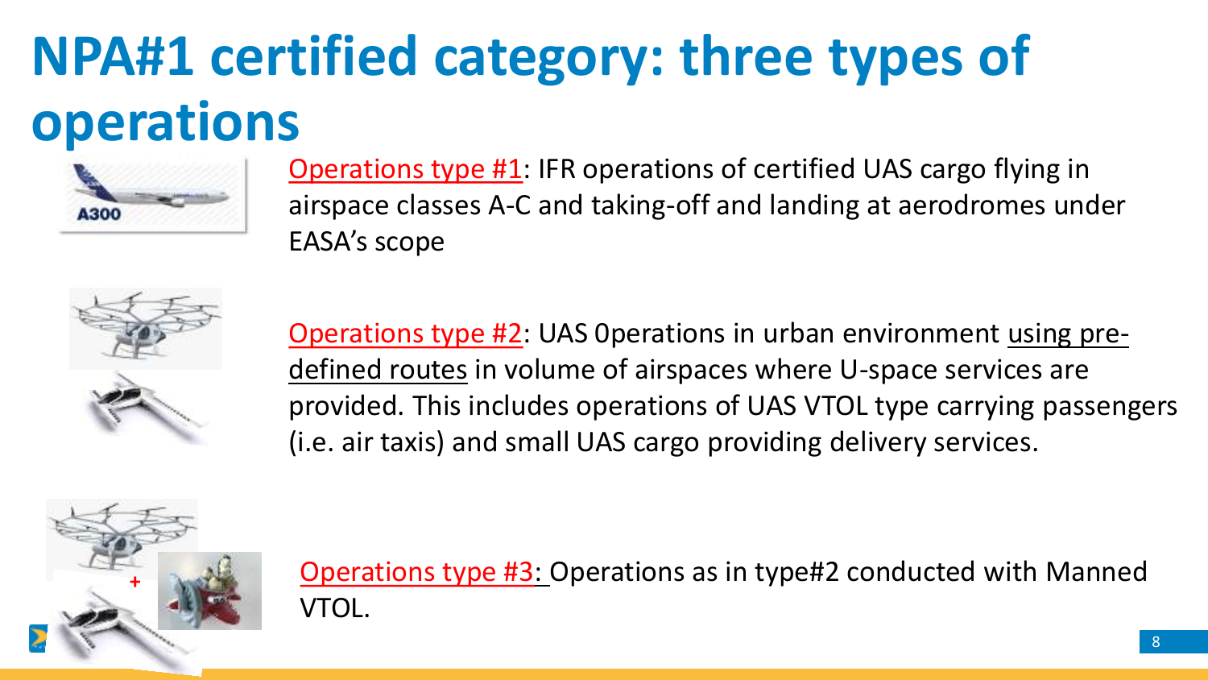# NPA#1 certified category: three types of operations

Operations type #1: IFR operations of certified UAS cargo flying in airspace classes A-C and taking-off and landing at aerodromes under EASA's scope

Operations type #2: UAS 0perations in urban environment using pre-defined routes in volume of airspaces where U-space services are provided. This includes operations of UAS VTOL type carrying passengers (i.e. air taxis) and small UAS cargo providing delivery services.

Operations type #3: Operations as in type#2 conducted with Manned VTOL.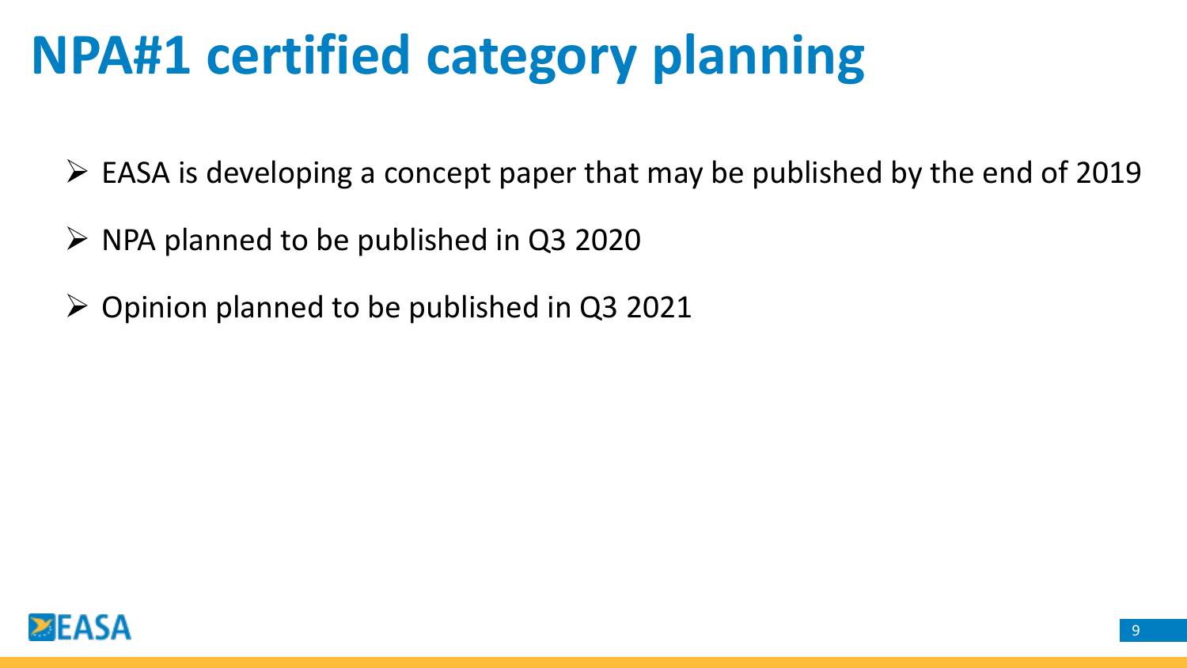# NPA#1 certified category planning

- EASA is developing a concept paper that may be published by the end of 2019
- NPA planned to be published in Q3 2020
- Opinion planned to be published in Q3 2021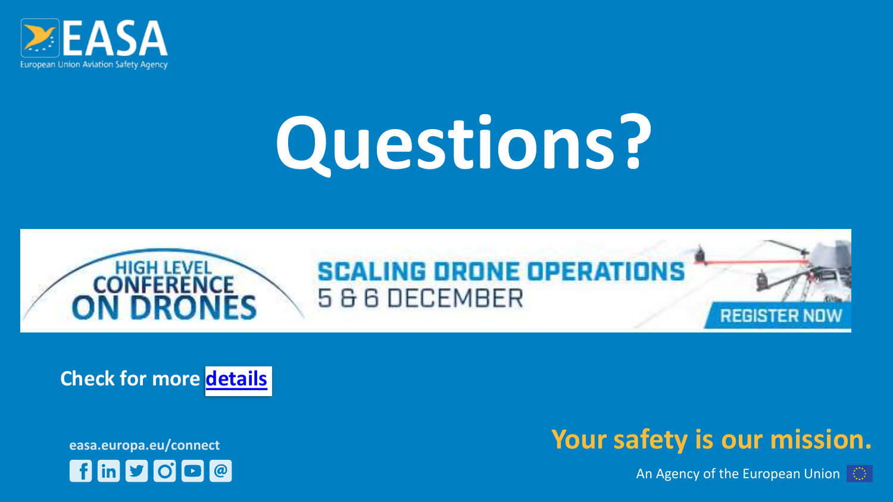# Questions?

HIGH LEVEL CONFERENCE ON DRONES

SCALING DRONE OPERATIONS

5 & 6 DECEMBER

REGISTER NOW

**Check for more details**

**easa.europa.eu/connect**

**Your safety is our mission.**

An Agency of the European Union